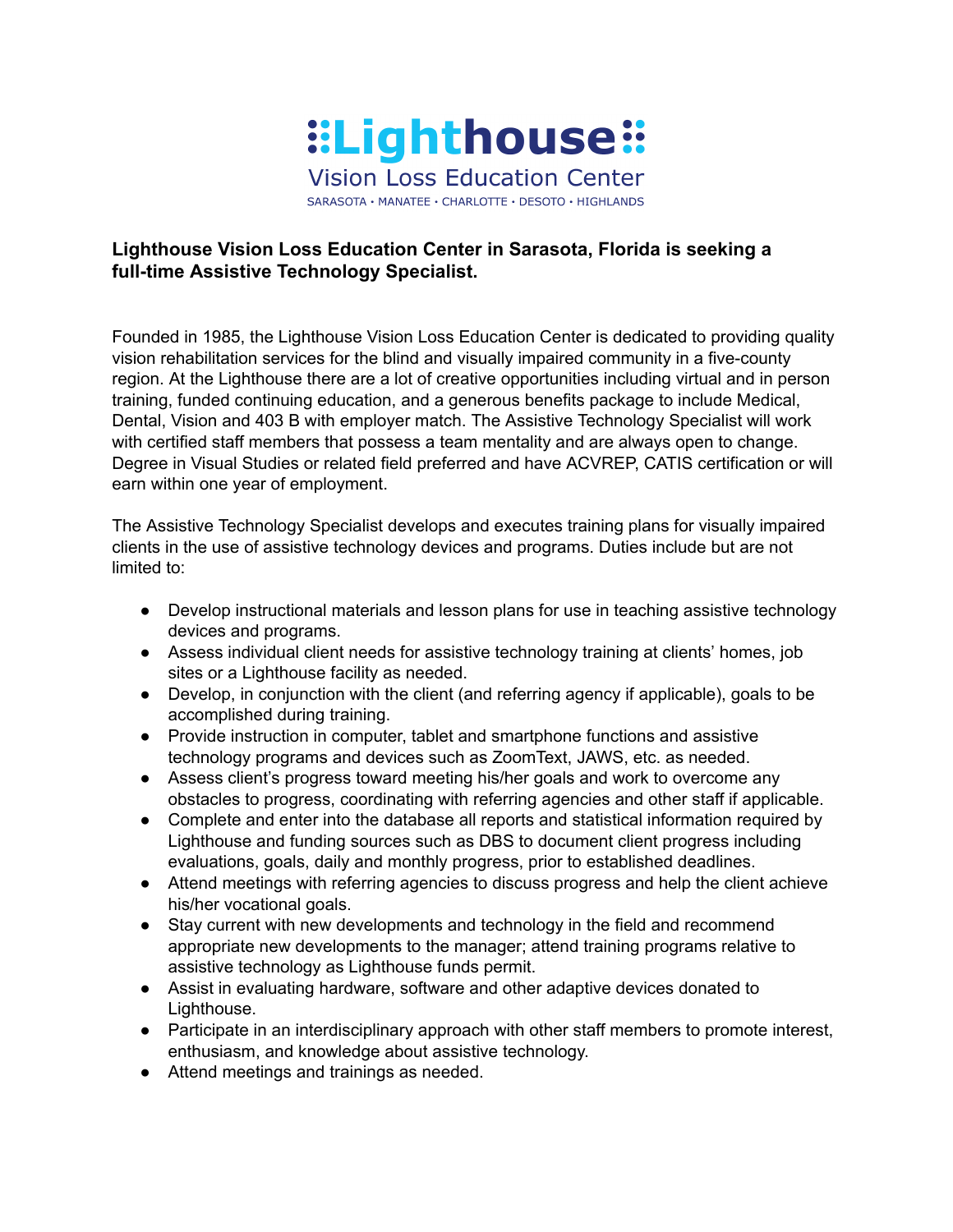# Lighthouse

Vision Loss Education Center

SARASOTA • MANATEE • CHARLOTTE • DESOTO • HIGHLANDS

**Lighthouse Vision Loss Education Center in Sarasota, Florida is seeking a full-time Assistive Technology Specialist.**

Founded in 1985, the Lighthouse Vision Loss Education Center is dedicated to providing quality vision rehabilitation services for the blind and visually impaired community in a five-county region. At the Lighthouse there are a lot of creative opportunities including virtual and in person training, funded continuing education, and a generous benefits package to include Medical, Dental, Vision and 403 B with employer match. The Assistive Technology Specialist will work with certified staff members that possess a team mentality and are always open to change. Degree in Visual Studies or related field preferred and have ACVREP, CATIS certification or will earn within one year of employment.

The Assistive Technology Specialist develops and executes training plans for visually impaired clients in the use of assistive technology devices and programs. Duties include but are not limited to:

- Develop instructional materials and lesson plans for use in teaching assistive technology devices and programs.
- Assess individual client needs for assistive technology training at clients' homes, job sites or a Lighthouse facility as needed.
- Develop, in conjunction with the client (and referring agency if applicable), goals to be accomplished during training.
- Provide instruction in computer, tablet and smartphone functions and assistive technology programs and devices such as ZoomText, JAWS, etc. as needed.
- Assess client's progress toward meeting his/her goals and work to overcome any obstacles to progress, coordinating with referring agencies and other staff if applicable.
- Complete and enter into the database all reports and statistical information required by Lighthouse and funding sources such as DBS to document client progress including evaluations, goals, daily and monthly progress, prior to established deadlines.
- Attend meetings with referring agencies to discuss progress and help the client achieve his/her vocational goals.
- Stay current with new developments and technology in the field and recommend appropriate new developments to the manager; attend training programs relative to assistive technology as Lighthouse funds permit.
- Assist in evaluating hardware, software and other adaptive devices donated to Lighthouse.
- Participate in an interdisciplinary approach with other staff members to promote interest, enthusiasm, and knowledge about assistive technology.
- Attend meetings and trainings as needed.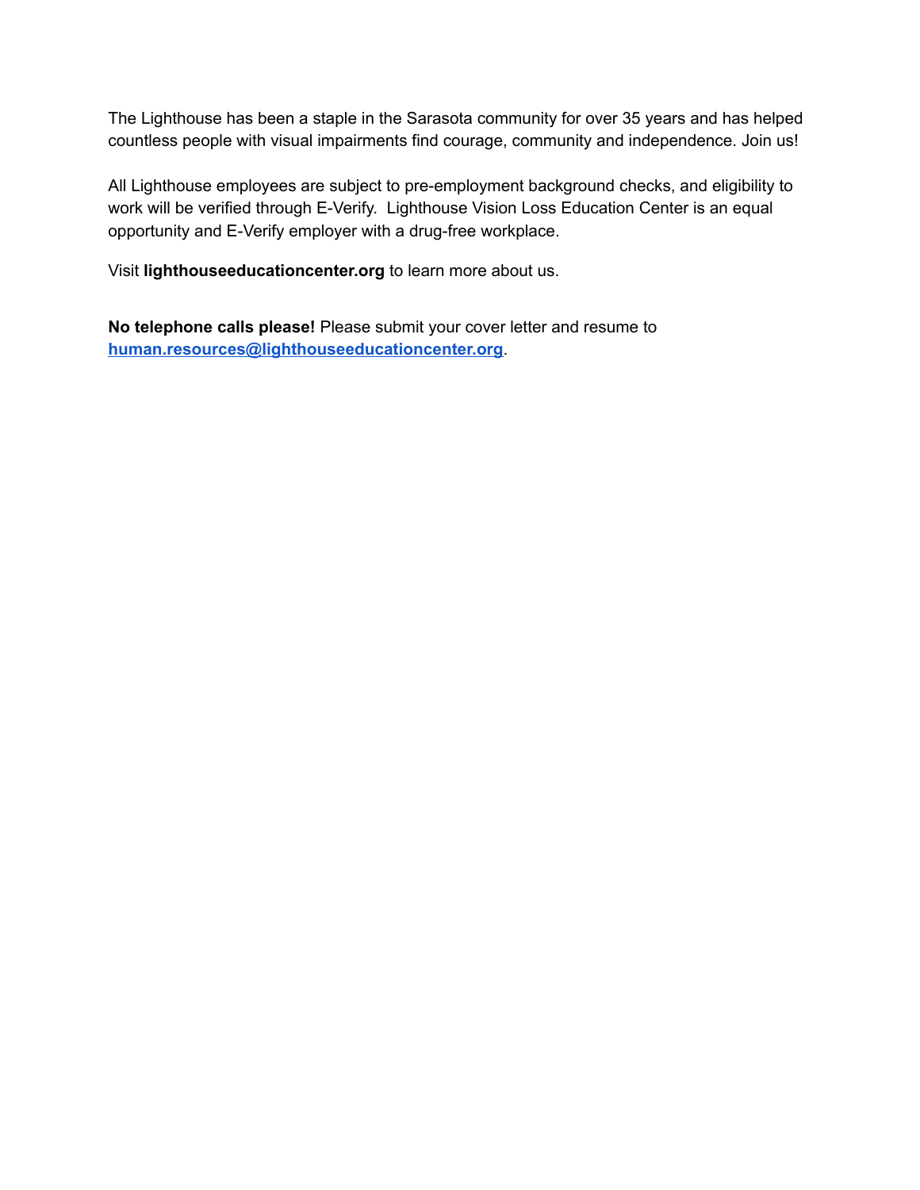The Lighthouse has been a staple in the Sarasota community for over 35 years and has helped countless people with visual impairments find courage, community and independence. Join us!

All Lighthouse employees are subject to pre-employment background checks, and eligibility to work will be verified through E-Verify. Lighthouse Vision Loss Education Center is an equal opportunity and E-Verify employer with a drug-free workplace.

Visit **lighthouseeducationcenter.org** to learn more about us.

**No telephone calls please!** Please submit your cover letter and resume to **human.resources@lighthouseeducationcenter.org**.